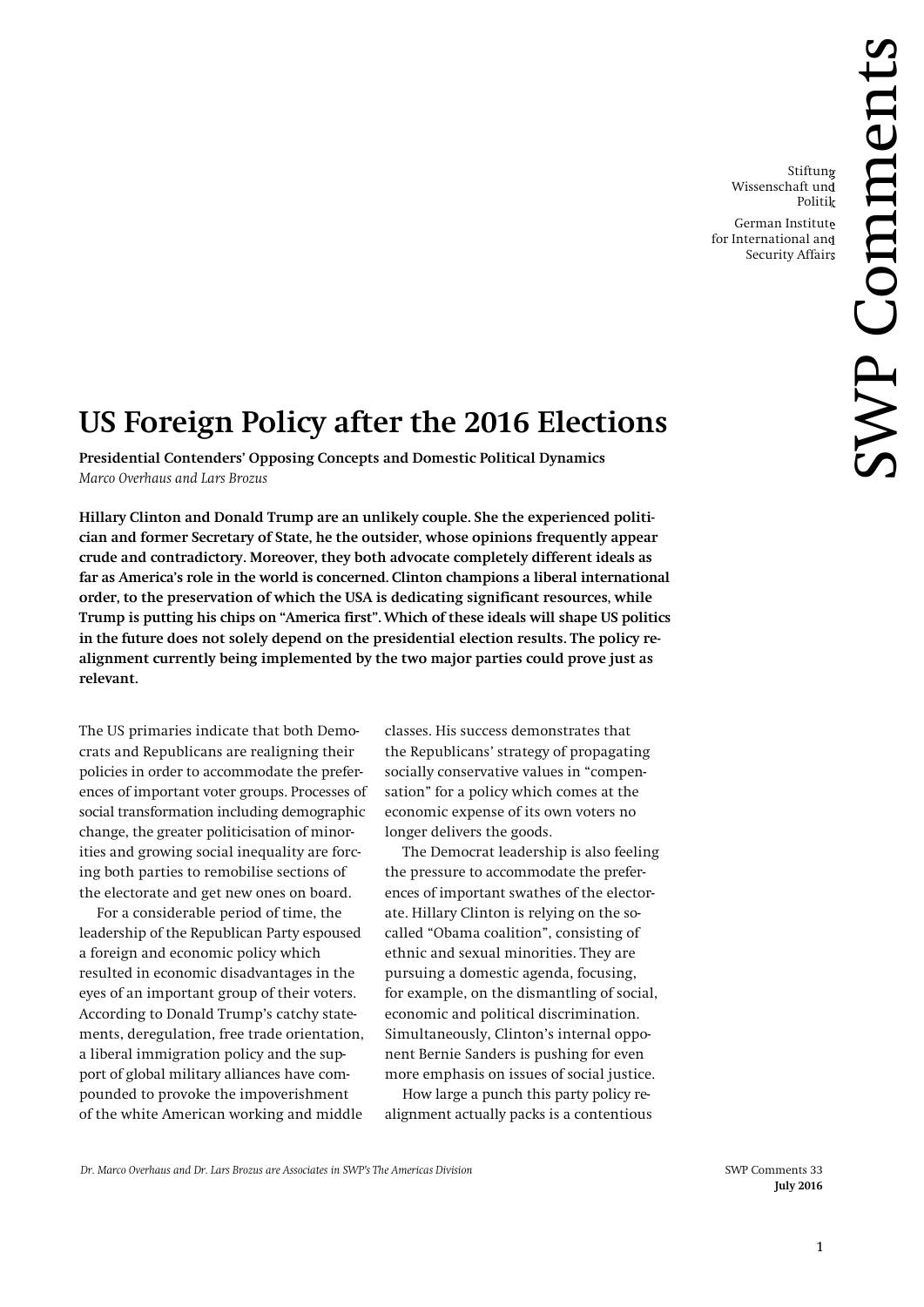Stiftung Wissenschaft und Politik

German Institute for International and Security Affairs

SWP Comments

# US Foreign Policy after the 2016 Elections

**Presidential Contenders' Opposing Concepts and Domestic Political Dynamics**

*Marco Overhaus and Lars Brozus*

**Hillary Clinton and Donald Trump are an unlikely couple. She the experienced politician and former Secretary of State, he the outsider, whose opinions frequently appear crude and contradictory. Moreover, they both advocate completely different ideals as far as America's role in the world is concerned. Clinton champions a liberal international order, to the preservation of which the USA is dedicating significant resources, while Trump is putting his chips on "America first". Which of these ideals will shape US politics in the future does not solely depend on the presidential election results. The policy realignment currently being implemented by the two major parties could prove just as relevant.**

The US primaries indicate that both Democrats and Republicans are realigning their policies in order to accommodate the preferences of important voter groups. Processes of social transformation including demographic change, the greater politicisation of minorities and growing social inequality are forcing both parties to remobilise sections of the electorate and get new ones on board.

For a considerable period of time, the leadership of the Republican Party espoused a foreign and economic policy which resulted in economic disadvantages in the eyes of an important group of their voters. According to Donald Trump's catchy statements, deregulation, free trade orientation, a liberal immigration policy and the support of global military alliances have compounded to provoke the impoverishment of the white American working and middle classes. His success demonstrates that the Republicans' strategy of propagating socially conservative values in "compensation" for a policy which comes at the economic expense of its own voters no longer delivers the goods.

The Democrat leadership is also feeling the pressure to accommodate the preferences of important swathes of the electorate. Hillary Clinton is relying on the so-called "Obama coalition", consisting of ethnic and sexual minorities. They are pursuing a domestic agenda, focusing, for example, on the dismantling of social, economic and political discrimination. Simultaneously, Clinton's internal opponent Bernie Sanders is pushing for even more emphasis on issues of social justice.

How large a punch this party policy realignment actually packs is a contentious

*Dr. Marco Overhaus and Dr. Lars Brozus are Associates in SWP's The Americas Division*

SWP Comments 33
**July 2016**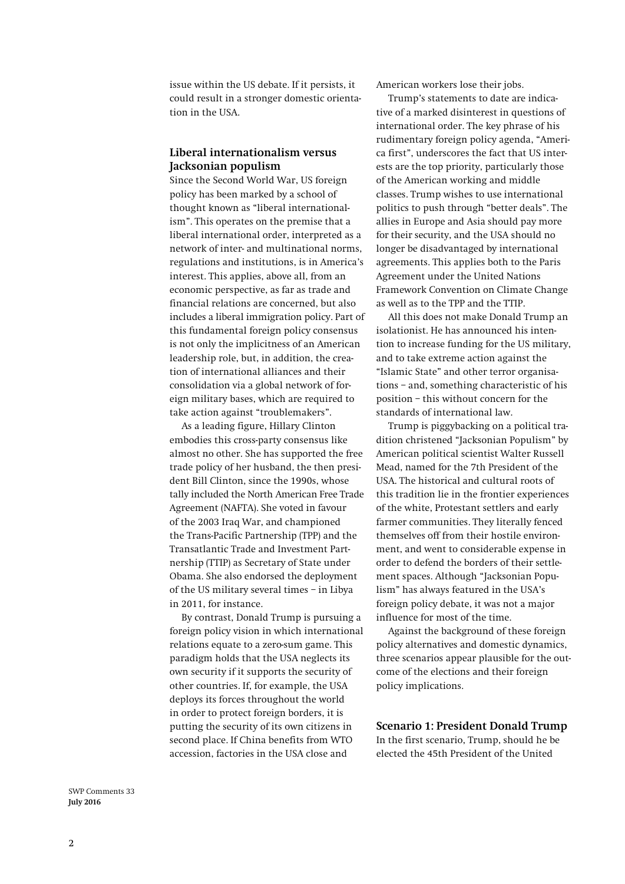issue within the US debate. If it persists, it could result in a stronger domestic orientation in the USA.

### Liberal internationalism versus Jacksonian populism

Since the Second World War, US foreign policy has been marked by a school of thought known as "liberal internationalism". This operates on the premise that a liberal international order, interpreted as a network of inter- and multinational norms, regulations and institutions, is in America's interest. This applies, above all, from an economic perspective, as far as trade and financial relations are concerned, but also includes a liberal immigration policy. Part of this fundamental foreign policy consensus is not only the implicitness of an American leadership role, but, in addition, the creation of international alliances and their consolidation via a global network of foreign military bases, which are required to take action against "troublemakers".

As a leading figure, Hillary Clinton embodies this cross-party consensus like almost no other. She has supported the free trade policy of her husband, the then president Bill Clinton, since the 1990s, whose tally included the North American Free Trade Agreement (NAFTA). She voted in favour of the 2003 Iraq War, and championed the Trans-Pacific Partnership (TPP) and the Transatlantic Trade and Investment Partnership (TTIP) as Secretary of State under Obama. She also endorsed the deployment of the US military several times – in Libya in 2011, for instance.

By contrast, Donald Trump is pursuing a foreign policy vision in which international relations equate to a zero-sum game. This paradigm holds that the USA neglects its own security if it supports the security of other countries. If, for example, the USA deploys its forces throughout the world in order to protect foreign borders, it is putting the security of its own citizens in second place. If China benefits from WTO accession, factories in the USA close and American workers lose their jobs.

Trump's statements to date are indicative of a marked disinterest in questions of international order. The key phrase of his rudimentary foreign policy agenda, "America first", underscores the fact that US interests are the top priority, particularly those of the American working and middle classes. Trump wishes to use international politics to push through "better deals". The allies in Europe and Asia should pay more for their security, and the USA should no longer be disadvantaged by international agreements. This applies both to the Paris Agreement under the United Nations Framework Convention on Climate Change as well as to the TPP and the TTIP.

All this does not make Donald Trump an isolationist. He has announced his intention to increase funding for the US military, and to take extreme action against the "Islamic State" and other terror organisations – and, something characteristic of his position – this without concern for the standards of international law.

Trump is piggybacking on a political tradition christened "Jacksonian Populism" by American political scientist Walter Russell Mead, named for the 7th President of the USA. The historical and cultural roots of this tradition lie in the frontier experiences of the white, Protestant settlers and early farmer communities. They literally fenced themselves off from their hostile environment, and went to considerable expense in order to defend the borders of their settlement spaces. Although "Jacksonian Populism" has always featured in the USA's foreign policy debate, it was not a major influence for most of the time.

Against the background of these foreign policy alternatives and domestic dynamics, three scenarios appear plausible for the outcome of the elections and their foreign policy implications.

### Scenario 1: President Donald Trump

In the first scenario, Trump, should he be elected the 45th President of the United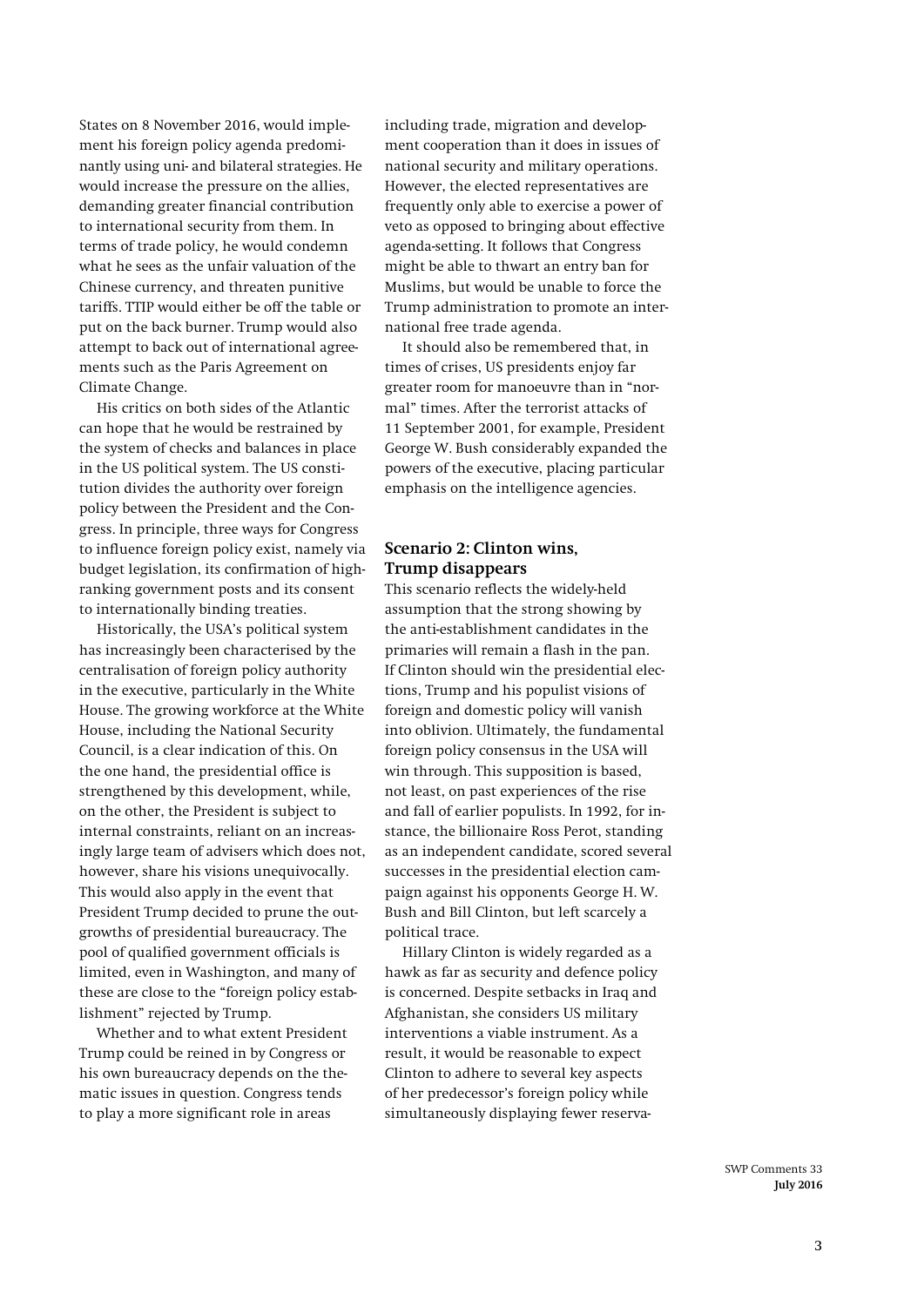States on 8 November 2016, would implement his foreign policy agenda predominantly using uni- and bilateral strategies. He would increase the pressure on the allies, demanding greater financial contribution to international security from them. In terms of trade policy, he would condemn what he sees as the unfair valuation of the Chinese currency, and threaten punitive tariffs. TTIP would either be off the table or put on the back burner. Trump would also attempt to back out of international agreements such as the Paris Agreement on Climate Change.

His critics on both sides of the Atlantic can hope that he would be restrained by the system of checks and balances in place in the US political system. The US constitution divides the authority over foreign policy between the President and the Congress. In principle, three ways for Congress to influence foreign policy exist, namely via budget legislation, its confirmation of high-ranking government posts and its consent to internationally binding treaties.

Historically, the USA's political system has increasingly been characterised by the centralisation of foreign policy authority in the executive, particularly in the White House. The growing workforce at the White House, including the National Security Council, is a clear indication of this. On the one hand, the presidential office is strengthened by this development, while, on the other, the President is subject to internal constraints, reliant on an increasingly large team of advisers which does not, however, share his visions unequivocally. This would also apply in the event that President Trump decided to prune the outgrowths of presidential bureaucracy. The pool of qualified government officials is limited, even in Washington, and many of these are close to the "foreign policy establishment" rejected by Trump.

Whether and to what extent President Trump could be reined in by Congress or his own bureaucracy depends on the thematic issues in question. Congress tends to play a more significant role in areas including trade, migration and development cooperation than it does in issues of national security and military operations. However, the elected representatives are frequently only able to exercise a power of veto as opposed to bringing about effective agenda-setting. It follows that Congress might be able to thwart an entry ban for Muslims, but would be unable to force the Trump administration to promote an international free trade agenda.

It should also be remembered that, in times of crises, US presidents enjoy far greater room for manoeuvre than in "normal" times. After the terrorist attacks of 11 September 2001, for example, President George W. Bush considerably expanded the powers of the executive, placing particular emphasis on the intelligence agencies.

## Scenario 2: Clinton wins, Trump disappears

This scenario reflects the widely-held assumption that the strong showing by the anti-establishment candidates in the primaries will remain a flash in the pan. If Clinton should win the presidential elections, Trump and his populist visions of foreign and domestic policy will vanish into oblivion. Ultimately, the fundamental foreign policy consensus in the USA will win through. This supposition is based, not least, on past experiences of the rise and fall of earlier populists. In 1992, for instance, the billionaire Ross Perot, standing as an independent candidate, scored several successes in the presidential election campaign against his opponents George H. W. Bush and Bill Clinton, but left scarcely a political trace.

Hillary Clinton is widely regarded as a hawk as far as security and defence policy is concerned. Despite setbacks in Iraq and Afghanistan, she considers US military interventions a viable instrument. As a result, it would be reasonable to expect Clinton to adhere to several key aspects of her predecessor's foreign policy while simultaneously displaying fewer reserva-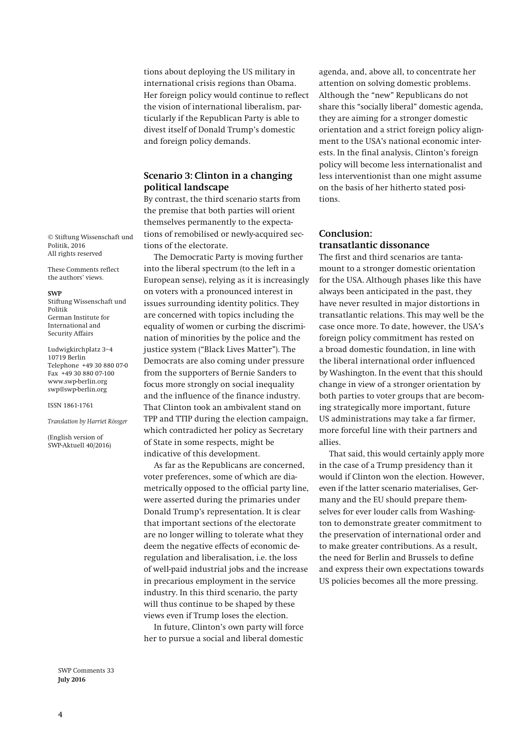tions about deploying the US military in international crisis regions than Obama. Her foreign policy would continue to reflect the vision of international liberalism, particularly if the Republican Party is able to divest itself of Donald Trump's domestic and foreign policy demands.

## Scenario 3: Clinton in a changing political landscape

By contrast, the third scenario starts from the premise that both parties will orient themselves permanently to the expectations of remobilised or newly-acquired sections of the electorate.

The Democratic Party is moving further into the liberal spectrum (to the left in a European sense), relying as it is increasingly on voters with a pronounced interest in issues surrounding identity politics. They are concerned with topics including the equality of women or curbing the discrimination of minorities by the police and the justice system ("Black Lives Matter"). The Democrats are also coming under pressure from the supporters of Bernie Sanders to focus more strongly on social inequality and the influence of the finance industry. That Clinton took an ambivalent stand on TPP and TTIP during the election campaign, which contradicted her policy as Secretary of State in some respects, might be indicative of this development.

As far as the Republicans are concerned, voter preferences, some of which are diametrically opposed to the official party line, were asserted during the primaries under Donald Trump's representation. It is clear that important sections of the electorate are no longer willing to tolerate what they deem the negative effects of economic deregulation and liberalisation, i.e. the loss of well-paid industrial jobs and the increase in precarious employment in the service industry. In this third scenario, the party will thus continue to be shaped by these views even if Trump loses the election.

In future, Clinton's own party will force her to pursue a social and liberal domestic agenda, and, above all, to concentrate her attention on solving domestic problems. Although the "new" Republicans do not share this "socially liberal" domestic agenda, they are aiming for a stronger domestic orientation and a strict foreign policy alignment to the USA's national economic interests. In the final analysis, Clinton's foreign policy will become less internationalist and less interventionist than one might assume on the basis of her hitherto stated positions.

## Conclusion: transatlantic dissonance

The first and third scenarios are tantamount to a stronger domestic orientation for the USA. Although phases like this have always been anticipated in the past, they have never resulted in major distortions in transatlantic relations. This may well be the case once more. To date, however, the USA's foreign policy commitment has rested on a broad domestic foundation, in line with the liberal international order influenced by Washington. In the event that this should change in view of a stronger orientation by both parties to voter groups that are becoming strategically more important, future US administrations may take a far firmer, more forceful line with their partners and allies.

That said, this would certainly apply more in the case of a Trump presidency than it would if Clinton won the election. However, even if the latter scenario materialises, Germany and the EU should prepare themselves for ever louder calls from Washington to demonstrate greater commitment to the preservation of international order and to make greater contributions. As a result, the need for Berlin and Brussels to define and express their own expectations towards US policies becomes all the more pressing.

© Stiftung Wissenschaft und Politik, 2016
All rights reserved

These Comments reflect the authors' views.

**SWP**
Stiftung Wissenschaft und Politik
German Institute for International and Security Affairs

Ludwigkirchplatz 3−4
10719 Berlin
Telephone +49 30 880 07-0
Fax +49 30 880 07-100
www.swp-berlin.org
swp@swp-berlin.org

ISSN 1861-1761

*Translation by Harriet Rössger*

(English version of SWP-Aktuell 40/2016)